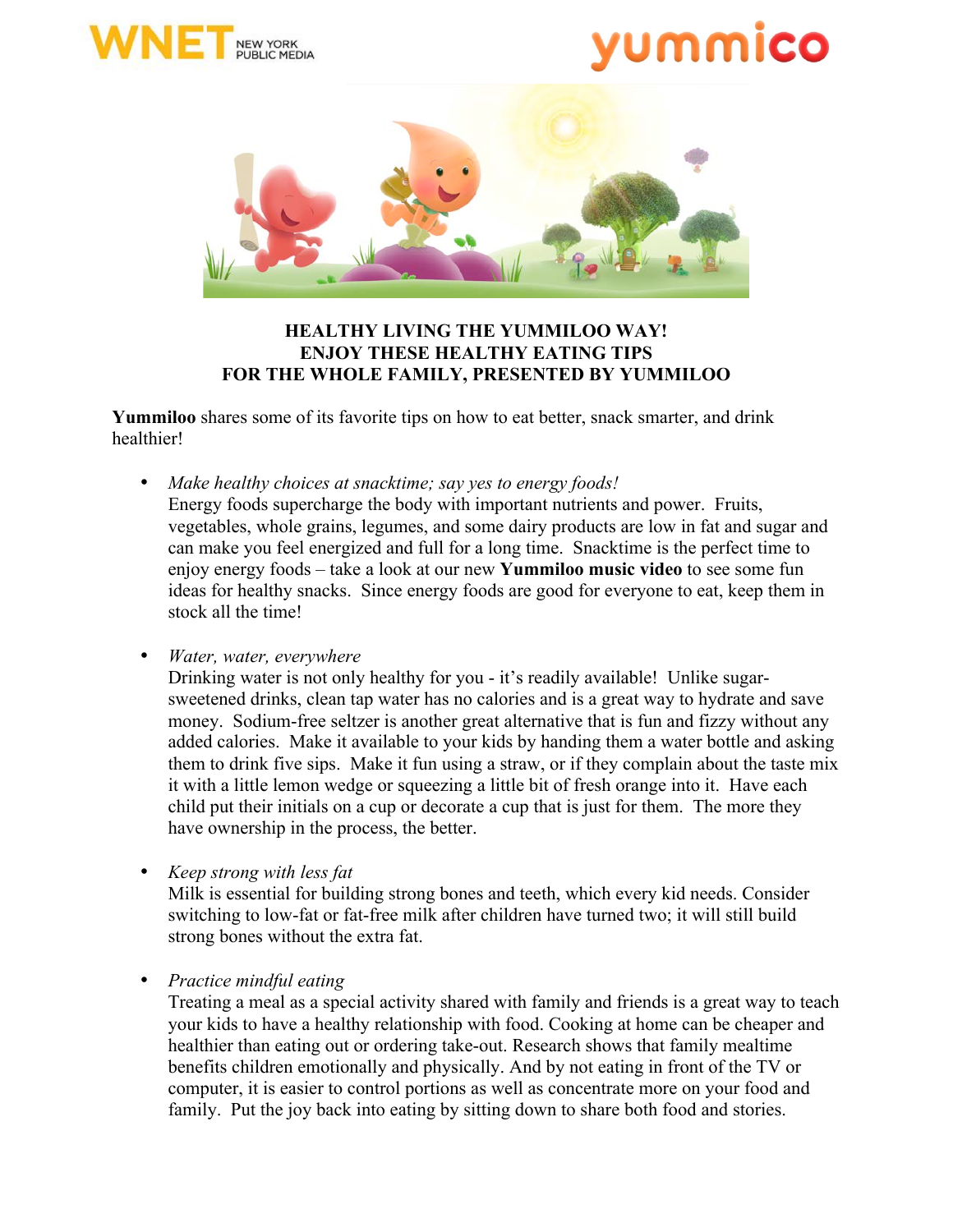**HEALTHY LIVING THE YUMMILOO WAY!**
**ENJOY THESE HEALTHY EATING TIPS**
**FOR THE WHOLE FAMILY, PRESENTED BY YUMMILOO**

**Yummiloo** shares some of its favorite tips on how to eat better, snack smarter, and drink healthier!

- *Make healthy choices at snacktime; say yes to energy foods!*
  Energy foods supercharge the body with important nutrients and power. Fruits, vegetables, whole grains, legumes, and some dairy products are low in fat and sugar and can make you feel energized and full for a long time. Snacktime is the perfect time to enjoy energy foods – take a look at our new **Yummiloo music video** to see some fun ideas for healthy snacks. Since energy foods are good for everyone to eat, keep them in stock all the time!

- *Water, water, everywhere*
  Drinking water is not only healthy for you - it's readily available! Unlike sugar-sweetened drinks, clean tap water has no calories and is a great way to hydrate and save money. Sodium-free seltzer is another great alternative that is fun and fizzy without any added calories. Make it available to your kids by handing them a water bottle and asking them to drink five sips. Make it fun using a straw, or if they complain about the taste mix it with a little lemon wedge or squeezing a little bit of fresh orange into it. Have each child put their initials on a cup or decorate a cup that is just for them. The more they have ownership in the process, the better.

- *Keep strong with less fat*
  Milk is essential for building strong bones and teeth, which every kid needs. Consider switching to low-fat or fat-free milk after children have turned two; it will still build strong bones without the extra fat.

- *Practice mindful eating*
  Treating a meal as a special activity shared with family and friends is a great way to teach your kids to have a healthy relationship with food. Cooking at home can be cheaper and healthier than eating out or ordering take-out. Research shows that family mealtime benefits children emotionally and physically. And by not eating in front of the TV or computer, it is easier to control portions as well as concentrate more on your food and family. Put the joy back into eating by sitting down to share both food and stories.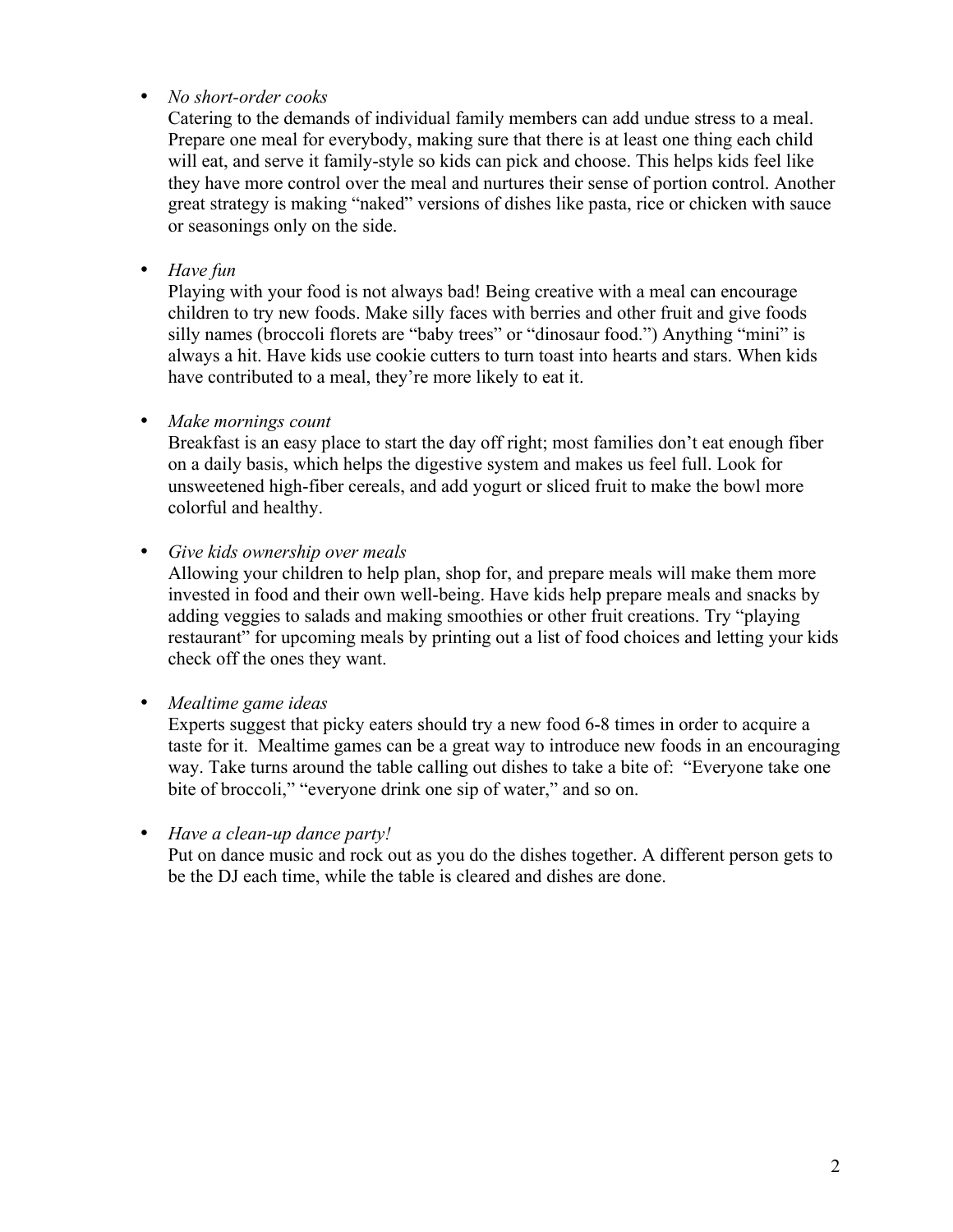- *No short-order cooks*
  Catering to the demands of individual family members can add undue stress to a meal. Prepare one meal for everybody, making sure that there is at least one thing each child will eat, and serve it family-style so kids can pick and choose. This helps kids feel like they have more control over the meal and nurtures their sense of portion control. Another great strategy is making "naked" versions of dishes like pasta, rice or chicken with sauce or seasonings only on the side.

- *Have fun*
  Playing with your food is not always bad! Being creative with a meal can encourage children to try new foods. Make silly faces with berries and other fruit and give foods silly names (broccoli florets are "baby trees" or "dinosaur food.") Anything "mini" is always a hit. Have kids use cookie cutters to turn toast into hearts and stars. When kids have contributed to a meal, they're more likely to eat it.

- *Make mornings count*
  Breakfast is an easy place to start the day off right; most families don't eat enough fiber on a daily basis, which helps the digestive system and makes us feel full. Look for unsweetened high-fiber cereals, and add yogurt or sliced fruit to make the bowl more colorful and healthy.

- *Give kids ownership over meals*
  Allowing your children to help plan, shop for, and prepare meals will make them more invested in food and their own well-being. Have kids help prepare meals and snacks by adding veggies to salads and making smoothies or other fruit creations. Try "playing restaurant" for upcoming meals by printing out a list of food choices and letting your kids check off the ones they want.

- *Mealtime game ideas*
  Experts suggest that picky eaters should try a new food 6-8 times in order to acquire a taste for it. Mealtime games can be a great way to introduce new foods in an encouraging way. Take turns around the table calling out dishes to take a bite of: "Everyone take one bite of broccoli," "everyone drink one sip of water," and so on.

- *Have a clean-up dance party!*
  Put on dance music and rock out as you do the dishes together. A different person gets to be the DJ each time, while the table is cleared and dishes are done.